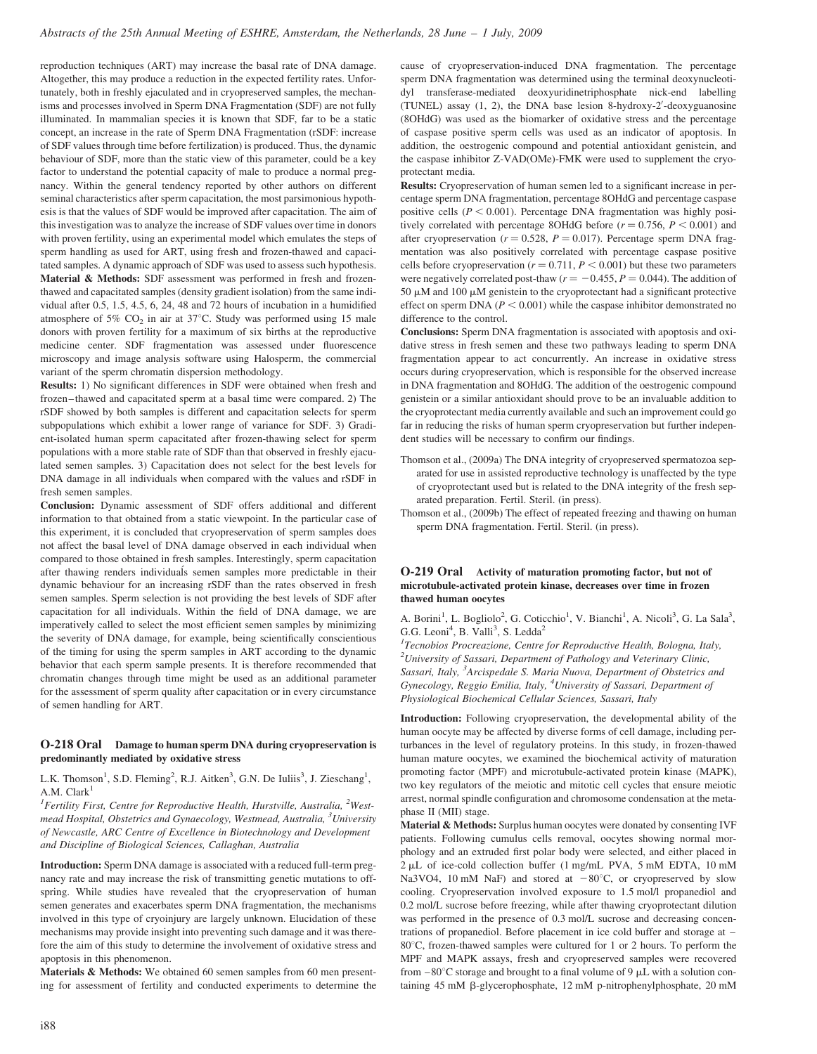reproduction techniques (ART) may increase the basal rate of DNA damage. Altogether, this may produce a reduction in the expected fertility rates. Unfortunately, both in freshly ejaculated and in cryopreserved samples, the mechanisms and processes involved in Sperm DNA Fragmentation (SDF) are not fully illuminated. In mammalian species it is known that SDF, far to be a static concept, an increase in the rate of Sperm DNA Fragmentation (rSDF: increase of SDF values through time before fertilization) is produced. Thus, the dynamic behaviour of SDF, more than the static view of this parameter, could be a key factor to understand the potential capacity of male to produce a normal pregnancy. Within the general tendency reported by other authors on different seminal characteristics after sperm capacitation, the most parsimonious hypothesis is that the values of SDF would be improved after capacitation. The aim of this investigation was to analyze the increase of SDF values over time in donors with proven fertility, using an experimental model which emulates the steps of sperm handling as used for ART, using fresh and frozen-thawed and capacitated samples. A dynamic approach of SDF was used to assess such hypothesis.

**Material & Methods:** SDF assessment was performed in fresh and frozen-thawed and capacitated samples (density gradient isolation) from the same individual after 0.5, 1.5, 4.5, 6, 24, 48 and 72 hours of incubation in a humidified atmosphere of 5% $CO_2$ in air at 37°C. Study was performed using 15 male donors with proven fertility for a maximum of six births at the reproductive medicine center. SDF fragmentation was assessed under fluorescence microscopy and image analysis software using Halosperm, the commercial variant of the sperm chromatin dispersion methodology.

**Results:** 1) No significant differences in SDF were obtained when fresh and frozen–thawed and capacitated sperm at a basal time were compared. 2) The rSDF showed by both samples is different and capacitation selects for sperm subpopulations which exhibit a lower range of variance for SDF. 3) Gradient-isolated human sperm capacitated after frozen-thawing select for sperm populations with a more stable rate of SDF than that observed in freshly ejaculated semen samples. 3) Capacitation does not select for the best levels for DNA damage in all individuals when compared with the values and rSDF in fresh semen samples.

**Conclusion:** Dynamic assessment of SDF offers additional and different information to that obtained from a static viewpoint. In the particular case of this experiment, it is concluded that cryopreservation of sperm samples does not affect the basal level of DNA damage observed in each individual when compared to those obtained in fresh samples. Interestingly, sperm capacitation after thawing renders individuals semen samples more predictable in their dynamic behaviour for an increasing rSDF than the rates observed in fresh semen samples. Sperm selection is not providing the best levels of SDF after capacitation for all individuals. Within the field of DNA damage, we are imperatively called to select the most efficient semen samples by minimizing the severity of DNA damage, for example, being scientifically conscientious of the timing for using the sperm samples in ART according to the dynamic behavior that each sperm sample presents. It is therefore recommended that chromatin changes through time might be used as an additional parameter for the assessment of sperm quality after capacitation or in every circumstance of semen handling for ART.

## O-218 Oral Damage to human sperm DNA during cryopreservation is predominantly mediated by oxidative stress

L.K. Thomson[1], S.D. Fleming[2], R.J. Aitken[3], G.N. De Iuliis[3], J. Zieschang[1], A.M. Clark[1]

*[1]Fertility First, Centre for Reproductive Health, Hurstville, Australia, [2]Westmead Hospital, Obstetrics and Gynaecology, Westmead, Australia, [3]University of Newcastle, ARC Centre of Excellence in Biotechnology and Development and Discipline of Biological Sciences, Callaghan, Australia*

**Introduction:** Sperm DNA damage is associated with a reduced full-term pregnancy rate and may increase the risk of transmitting genetic mutations to offspring. While studies have revealed that the cryopreservation of human semen generates and exacerbates sperm DNA fragmentation, the mechanisms involved in this type of cryoinjury are largely unknown. Elucidation of these mechanisms may provide insight into preventing such damage and it was therefore the aim of this study to determine the involvement of oxidative stress and apoptosis in this phenomenon.

**Materials & Methods:** We obtained 60 semen samples from 60 men presenting for assessment of fertility and conducted experiments to determine the cause of cryopreservation-induced DNA fragmentation. The percentage sperm DNA fragmentation was determined using the terminal deoxynucleotidyl transferase-mediated deoxyuridinetriphosphate nick-end labelling (TUNEL) assay (1, 2), the DNA base lesion 8-hydroxy-2′-deoxyguanosine (8OHdG) was used as the biomarker of oxidative stress and the percentage of caspase positive sperm cells was used as an indicator of apoptosis. In addition, the oestrogenic compound and potential antioxidant genistein, and the caspase inhibitor Z-VAD(OMe)-FMK were used to supplement the cryoprotectant media.

**Results:** Cryopreservation of human semen led to a significant increase in percentage sperm DNA fragmentation, percentage 8OHdG and percentage caspase positive cells ($P < 0.001$). Percentage DNA fragmentation was highly positively correlated with percentage 8OHdG before ($r = 0.756$, $P < 0.001$) and after cryopreservation ($r = 0.528$, $P = 0.017$). Percentage sperm DNA fragmentation was also positively correlated with percentage caspase positive cells before cryopreservation ($r = 0.711$, $P < 0.001$) but these two parameters were negatively correlated post-thaw ($r = -0.455$, $P = 0.044$). The addition of 50 μM and 100 μM genistein to the cryoprotectant had a significant protective effect on sperm DNA ($P < 0.001$) while the caspase inhibitor demonstrated no difference to the control.

**Conclusions:** Sperm DNA fragmentation is associated with apoptosis and oxidative stress in fresh semen and these two pathways leading to sperm DNA fragmentation appear to act concurrently. An increase in oxidative stress occurs during cryopreservation, which is responsible for the observed increase in DNA fragmentation and 8OHdG. The addition of the oestrogenic compound genistein or a similar antioxidant should prove to be an invaluable addition to the cryoprotectant media currently available and such an improvement could go far in reducing the risks of human sperm cryopreservation but further independent studies will be necessary to confirm our findings.

Thomson et al., (2009a) The DNA integrity of cryopreserved spermatozoa separated for use in assisted reproductive technology is unaffected by the type of cryoprotectant used but is related to the DNA integrity of the fresh separated preparation. Fertil. Steril. (in press).

Thomson et al., (2009b) The effect of repeated freezing and thawing on human sperm DNA fragmentation. Fertil. Steril. (in press).

## O-219 Oral Activity of maturation promoting factor, but not of microtubule-activated protein kinase, decreases over time in frozen thawed human oocytes

A. Borini[1], L. Bogliolo[2], G. Coticchio[1], V. Bianchi[1], A. Nicoli[3], G. La Sala[3], G.G. Leoni[4], B. Valli[3], S. Ledda[2]

*[1]Tecnobios Procreazione, Centre for Reproductive Health, Bologna, Italy, [2]University of Sassari, Department of Pathology and Veterinary Clinic, Sassari, Italy, [3]Arcispedale S. Maria Nuova, Department of Obstetrics and Gynecology, Reggio Emilia, Italy, [4]University of Sassari, Department of Physiological Biochemical Cellular Sciences, Sassari, Italy*

**Introduction:** Following cryopreservation, the developmental ability of the human oocyte may be affected by diverse forms of cell damage, including perturbances in the level of regulatory proteins. In this study, in frozen-thawed human mature oocytes, we examined the biochemical activity of maturation promoting factor (MPF) and microtubule-activated protein kinase (MAPK), two key regulators of the meiotic and mitotic cell cycles that ensure meiotic arrest, normal spindle configuration and chromosome condensation at the metaphase II (MII) stage.

**Material & Methods:** Surplus human oocytes were donated by consenting IVF patients. Following cumulus cells removal, oocytes showing normal morphology and an extruded first polar body were selected, and either placed in 2 μL of ice-cold collection buffer (1 mg/mL PVA, 5 mM EDTA, 10 mM $Na_3VO_4$, 10 mM NaF) and stored at −80°C, or cryopreserved by slow cooling. Cryopreservation involved exposure to 1.5 mol/l propanediol and 0.2 mol/L sucrose before freezing, while after thawing cryoprotectant dilution was performed in the presence of 0.3 mol/L sucrose and decreasing concentrations of propanediol. Before placement in ice cold buffer and storage at − 80°C, frozen-thawed samples were cultured for 1 or 2 hours. To perform the MPF and MAPK assays, fresh and cryopreserved samples were recovered from −80°C storage and brought to a final volume of 9 μL with a solution containing 45 mM β-glycerophosphate, 12 mM p-nitrophenylphosphate, 20 mM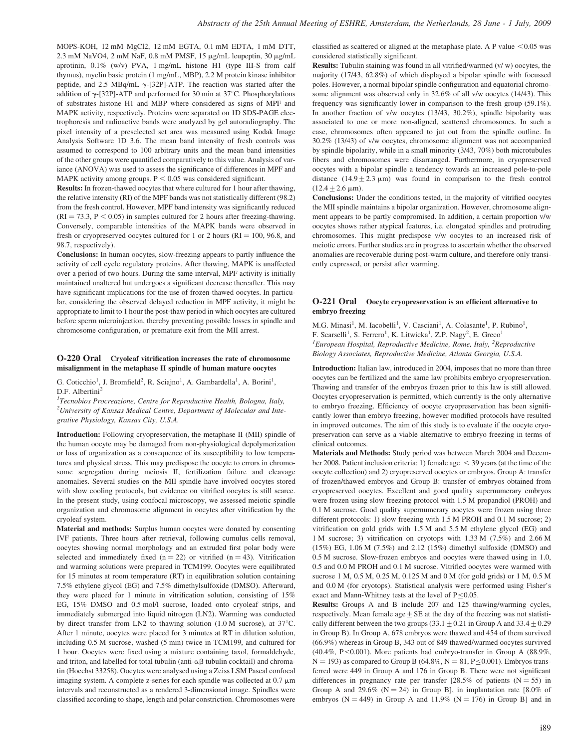MOPS-KOH, 12 mM MgCl2, 12 mM EGTA, 0.1 mM EDTA, 1 mM DTT, 2.3 mM NaVO4, 2 mM NaF, 0.8 mM PMSF, 15 μg/mL leupeptin, 30 μg/mL aprotinin, 0.1% (w/v) PVA, 1 mg/mL histone H1 (type III-S from calf thymus), myelin basic protein (1 mg/mL, MBP), 2.2 M protein kinase inhibitor peptide, and 2.5 MBq/mL γ-[32P]-ATP. The reaction was started after the addition of γ-[32P]-ATP and performed for 30 min at 37°C. Phosphorylations of substrates histone H1 and MBP where considered as signs of MPF and MAPK activity, respectively. Proteins were separated on 1D SDS-PAGE electrophoresis and radioactive bands were analyzed by gel autoradiography. The pixel intensity of a preselected set area was measured using Kodak Image Analysis Software 1D 3.6. The mean band intensity of fresh controls was assumed to correspond to 100 arbitrary units and the mean band intensities of the other groups were quantified comparatively to this value. Analysis of variance (ANOVA) was used to assess the significance of differences in MPF and MAPK activity among groups. $P < 0.05$ was considered significant.

**Results:** In frozen-thawed oocytes that where cultured for 1 hour after thawing, the relative intensity (RI) of the MPF bands was not statistically different (98.2) from the fresh control. However, MPF band intensity was significantly reduced ($RI = 73.3$, $P < 0.05$) in samples cultured for 2 hours after freezing-thawing. Conversely, comparable intensities of the MAPK bands were observed in fresh or cryopreserved oocytes cultured for 1 or 2 hours ($RI = 100$, 96.8, and 98.7, respectively).

**Conclusions:** In human oocytes, slow-freezing appears to partly influence the activity of cell cycle regulatory proteins. After thawing, MAPK is unaffected over a period of two hours. During the same interval, MPF activity is initially maintained unaltered but undergoes a significant decrease thereafter. This may have significant implications for the use of frozen-thawed oocytes. In particular, considering the observed delayed reduction in MPF activity, it might be appropriate to limit to 1 hour the post-thaw period in which oocytes are cultured before sperm microinjection, thereby preventing possible losses in spindle and chromosome configuration, or premature exit from the MII arrest.

## O-220 Oral Cryoleaf vitrification increases the rate of chromosome misalignment in the metaphase II spindle of human mature oocytes

G. Coticchio[1], J. Bromfield[2], R. Sciajno[1], A. Gambardella[1], A. Borini[1], D.F. Albertini[2]

[1]*Tecnobios Procreazione, Centre for Reproductive Health, Bologna, Italy,* [2]*University of Kansas Medical Centre, Department of Molecular and Integrative Physiology, Kansas City, U.S.A.*

**Introduction:** Following cryopreservation, the metaphase II (MII) spindle of the human oocyte may be damaged from non-physiological depolymerization or loss of organization as a consequence of its susceptibility to low temperatures and physical stress. This may predispose the oocyte to errors in chromosome segregation during meiosis II, fertilization failure and cleavage anomalies. Several studies on the MII spindle have involved oocytes stored with slow cooling protocols, but evidence on vitrified oocytes is still scarce. In the present study, using confocal microscopy, we assessed meiotic spindle organization and chromosome alignment in oocytes after vitrification by the cryoleaf system.

**Material and methods:** Surplus human oocytes were donated by consenting IVF patients. Three hours after retrieval, following cumulus cells removal, oocytes showing normal morphology and an extruded first polar body were selected and immediately fixed ($n = 22$) or vitrified ($n = 43$). Vitrification and warming solutions were prepared in TCM199. Oocytes were equilibrated for 15 minutes at room temperature (RT) in equilibration solution containing 7.5% ethylene glycol (EG) and 7.5% dimethylsulfoxide (DMSO). Afterward, they were placed for 1 minute in vitrification solution, consisting of 15% EG, 15% DMSO and 0.5 mol/l sucrose, loaded onto cryoleaf strips, and immediately submerged into liquid nitrogen (LN2). Warming was conducted by direct transfer from LN2 to thawing solution (1.0 M sucrose), at 37°C. After 1 minute, oocytes were placed for 3 minutes at RT in dilution solution, including 0.5 M sucrose, washed (5 min) twice in TCM199, and cultured for 1 hour. Oocytes were fixed using a mixture containing taxol, formaldehyde, and triton, and labelled for total tubulin (anti-αβ tubulin cocktail) and chromatin (Hoechst 33258). Oocytes were analysed using a Zeiss LSM Pascal confocal imaging system. A complete z-series for each spindle was collected at 0.7 μm intervals and reconstructed as a rendered 3-dimensional image. Spindles were classified according to shape, length and polar constriction. Chromosomes were classified as scattered or aligned at the metaphase plate. A P value $<0.05$ was considered statistically significant.

**Results:** Tubulin staining was found in all vitrified/warmed (v/ w) oocytes, the majority (17/43, 62.8%) of which displayed a bipolar spindle with focussed poles. However, a normal bipolar spindle configuration and equatorial chromosome alignment was observed only in 32.6% of all v/w oocytes (14/43). This frequency was significantly lower in comparison to the fresh group (59.1%). In another fraction of v/w oocytes (13/43, 30.2%), spindle bipolarity was associated to one or more non-aligned, scattered chromosomes. In such a case, chromosomes often appeared to jut out from the spindle outline. In 30.2% (13/43) of v/w oocytes, chromosome alignment was not accompanied by spindle bipolarity, while in a small minority (3/43, 70%) both microtubules fibers and chromosomes were disarranged. Furthermore, in cryopreserved oocytes with a bipolar spindle a tendency towards an increased pole-to-pole distance ($14.9 \pm 2.3$ μm) was found in comparison to the fresh control ($12.4 \pm 2.6$ μm).

**Conclusions:** Under the conditions tested, in the majority of vitrified oocytes the MII spindle maintains a bipolar organization. However, chromosome alignment appears to be partly compromised. In addition, a certain proportion v/w oocytes shows rather atypical features, i.e. elongated spindles and protruding chromosomes. This might predispose v/w oocytes to an increased risk of meiotic errors. Further studies are in progress to ascertain whether the observed anomalies are recoverable during post-warm culture, and therefore only transiently expressed, or persist after warming.

## O-221 Oral Oocyte cryopreservation is an efficient alternative to embryo freezing

M.G. Minasi[1], M. Iacobelli[1], V. Casciani[1], A. Colasante[1], P. Rubino[1], F. Scarselli[1], S. Ferrero[1], K. Litwicka[1], Z.P. Nagy[2], E. Greco[1]

[1]*European Hospital, Reproductive Medicine, Rome, Italy,* [2]*Reproductive Biology Associates, Reproductive Medicine, Atlanta Georgia, U.S.A.*

**Introduction:** Italian law, introduced in 2004, imposes that no more than three oocytes can be fertilized and the same law prohibits embryo cryopreservation. Thawing and transfer of the embryos frozen prior to this law is still allowed. Oocytes cryopreservation is permitted, which currently is the only alternative to embryo freezing. Efficiency of oocyte cryopreservation has been significantly lower than embryo freezing, however modified protocols have resulted in improved outcomes. The aim of this study is to evaluate if the oocyte cryopreservation can serve as a viable alternative to embryo freezing in terms of clinical outcomes.

**Materials and Methods:** Study period was between March 2004 and December 2008. Patient inclusion criteria: 1) female age $< 39$ years (at the time of the oocyte collection) and 2) cryopreserved oocytes or embryos. Group A: transfer of frozen/thawed embryos and Group B: transfer of embryos obtained from cryopreserved oocytes. Excellent and good quality supernumerary embryos were frozen using slow freezing protocol with 1.5 M propandiol (PROH) and 0.1 M sucrose. Good quality supernumerary oocytes were frozen using three different protocols: 1) slow freezing with 1.5 M PROH and 0.1 M sucrose; 2) vitrification on gold grids with 1.5 M and 5.5 M ethylene glycol (EG) and 1 M sucrose; 3) vitrification on cryotops with 1.33 M (7.5%) and 2.66 M (15%) EG, 1.06 M (7.5%) and 2.12 (15%) dimethyl sulfoxide (DMSO) and 0.5 M sucrose. Slow-frozen embryos and oocytes were thawed using in 1.0, 0.5 and 0.0 M PROH and 0.1 M sucrose. Vitrified oocytes were warmed with sucrose 1 M, 0.5 M, 0.25 M, 0.125 M and 0 M (for gold grids) or 1 M, 0.5 M and 0.0 M (for cryotops). Statistical analysis were performed using Fisher's exact and Mann-Whitney tests at the level of $P \leq 0.05$.

**Results:** Groups A and B include 207 and 125 thawing/warming cycles, respectively. Mean female age ± SE at the day of the freezing was not statistically different between the two groups ($33.1 \pm 0.21$ in Group A and $33.4 \pm 0.29$ in Group B). In Group A, 678 embryos were thawed and 454 of them survived (66.9%) whereas in Group B, 343 out of 849 thawed/warmed oocytes survived (40.4%, $P \leq 0.001$). More patients had embryo-transfer in Group A (88.9%, $N = 193$) as compared to Group B (64.8%, $N = 81$, $P \leq 0.001$). Embryos transferred were 449 in Group A and 176 in Group B. There were not significant differences in pregnancy rate per transfer [28.5% of patients ($N = 55$) in Group A and 29.6% ($N = 24$) in Group B], in implantation rate [8.0% of embryos ($N = 449$) in Group A and 11.9% ($N = 176$) in Group B] and in